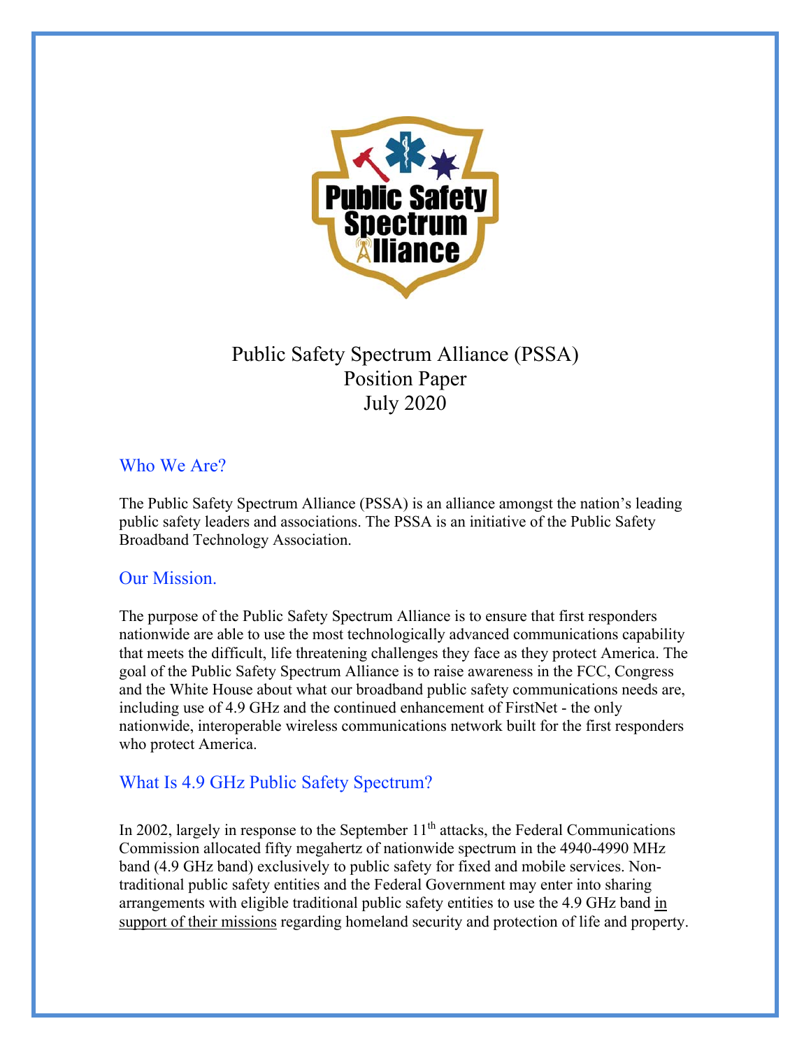Public Safety Spectrum Alliance (PSSA)
Position Paper
July 2020

## Who We Are?

The Public Safety Spectrum Alliance (PSSA) is an alliance amongst the nation's leading public safety leaders and associations. The PSSA is an initiative of the Public Safety Broadband Technology Association.

## Our Mission.

The purpose of the Public Safety Spectrum Alliance is to ensure that first responders nationwide are able to use the most technologically advanced communications capability that meets the difficult, life threatening challenges they face as they protect America. The goal of the Public Safety Spectrum Alliance is to raise awareness in the FCC, Congress and the White House about what our broadband public safety communications needs are, including use of 4.9 GHz and the continued enhancement of FirstNet - the only nationwide, interoperable wireless communications network built for the first responders who protect America.

## What Is 4.9 GHz Public Safety Spectrum?

In 2002, largely in response to the September 11th attacks, the Federal Communications Commission allocated fifty megahertz of nationwide spectrum in the 4940-4990 MHz band (4.9 GHz band) exclusively to public safety for fixed and mobile services. Non-traditional public safety entities and the Federal Government may enter into sharing arrangements with eligible traditional public safety entities to use the 4.9 GHz band in support of their missions regarding homeland security and protection of life and property.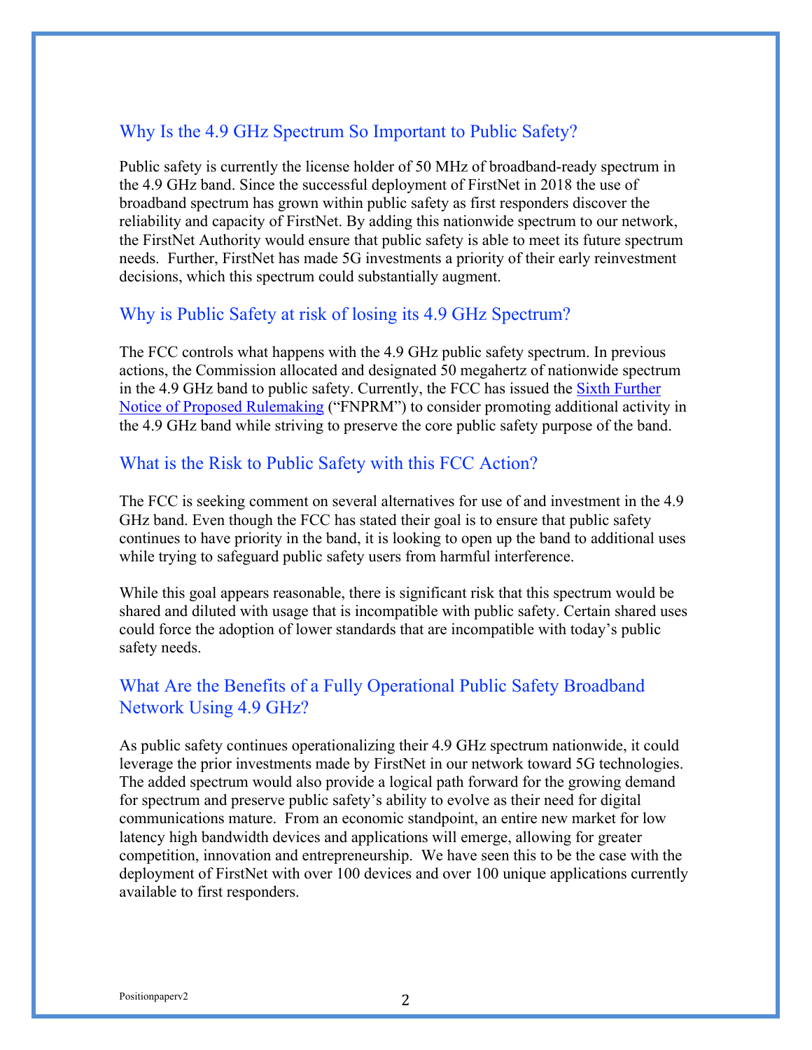## Why Is the 4.9 GHz Spectrum So Important to Public Safety?

Public safety is currently the license holder of 50 MHz of broadband-ready spectrum in the 4.9 GHz band. Since the successful deployment of FirstNet in 2018 the use of broadband spectrum has grown within public safety as first responders discover the reliability and capacity of FirstNet. By adding this nationwide spectrum to our network, the FirstNet Authority would ensure that public safety is able to meet its future spectrum needs. Further, FirstNet has made 5G investments a priority of their early reinvestment decisions, which this spectrum could substantially augment.

## Why is Public Safety at risk of losing its 4.9 GHz Spectrum?

The FCC controls what happens with the 4.9 GHz public safety spectrum. In previous actions, the Commission allocated and designated 50 megahertz of nationwide spectrum in the 4.9 GHz band to public safety. Currently, the FCC has issued the Sixth Further Notice of Proposed Rulemaking ("FNPRM") to consider promoting additional activity in the 4.9 GHz band while striving to preserve the core public safety purpose of the band.

## What is the Risk to Public Safety with this FCC Action?

The FCC is seeking comment on several alternatives for use of and investment in the 4.9 GHz band. Even though the FCC has stated their goal is to ensure that public safety continues to have priority in the band, it is looking to open up the band to additional uses while trying to safeguard public safety users from harmful interference.

While this goal appears reasonable, there is significant risk that this spectrum would be shared and diluted with usage that is incompatible with public safety. Certain shared uses could force the adoption of lower standards that are incompatible with today's public safety needs.

## What Are the Benefits of a Fully Operational Public Safety Broadband Network Using 4.9 GHz?

As public safety continues operationalizing their 4.9 GHz spectrum nationwide, it could leverage the prior investments made by FirstNet in our network toward 5G technologies. The added spectrum would also provide a logical path forward for the growing demand for spectrum and preserve public safety's ability to evolve as their need for digital communications mature. From an economic standpoint, an entire new market for low latency high bandwidth devices and applications will emerge, allowing for greater competition, innovation and entrepreneurship. We have seen this to be the case with the deployment of FirstNet with over 100 devices and over 100 unique applications currently available to first responders.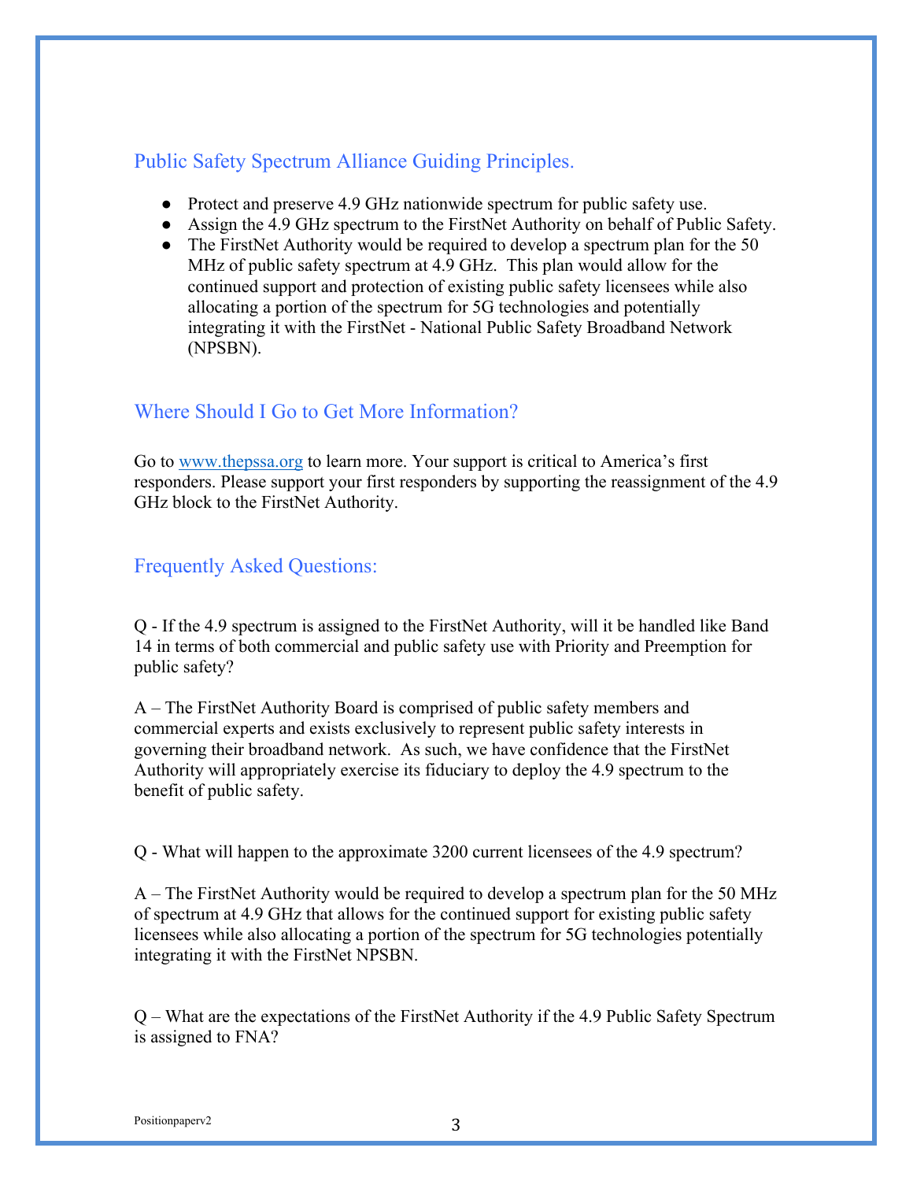## Public Safety Spectrum Alliance Guiding Principles.

- Protect and preserve 4.9 GHz nationwide spectrum for public safety use.
- Assign the 4.9 GHz spectrum to the FirstNet Authority on behalf of Public Safety.
- The FirstNet Authority would be required to develop a spectrum plan for the 50 MHz of public safety spectrum at 4.9 GHz. This plan would allow for the continued support and protection of existing public safety licensees while also allocating a portion of the spectrum for 5G technologies and potentially integrating it with the FirstNet - National Public Safety Broadband Network (NPSBN).

## Where Should I Go to Get More Information?

Go to [www.thepssa.org](http://www.thepssa.org) to learn more. Your support is critical to America's first responders. Please support your first responders by supporting the reassignment of the 4.9 GHz block to the FirstNet Authority.

## Frequently Asked Questions:

Q - If the 4.9 spectrum is assigned to the FirstNet Authority, will it be handled like Band 14 in terms of both commercial and public safety use with Priority and Preemption for public safety?

A – The FirstNet Authority Board is comprised of public safety members and commercial experts and exists exclusively to represent public safety interests in governing their broadband network. As such, we have confidence that the FirstNet Authority will appropriately exercise its fiduciary to deploy the 4.9 spectrum to the benefit of public safety.

Q - What will happen to the approximate 3200 current licensees of the 4.9 spectrum?

A – The FirstNet Authority would be required to develop a spectrum plan for the 50 MHz of spectrum at 4.9 GHz that allows for the continued support for existing public safety licensees while also allocating a portion of the spectrum for 5G technologies potentially integrating it with the FirstNet NPSBN.

Q – What are the expectations of the FirstNet Authority if the 4.9 Public Safety Spectrum is assigned to FNA?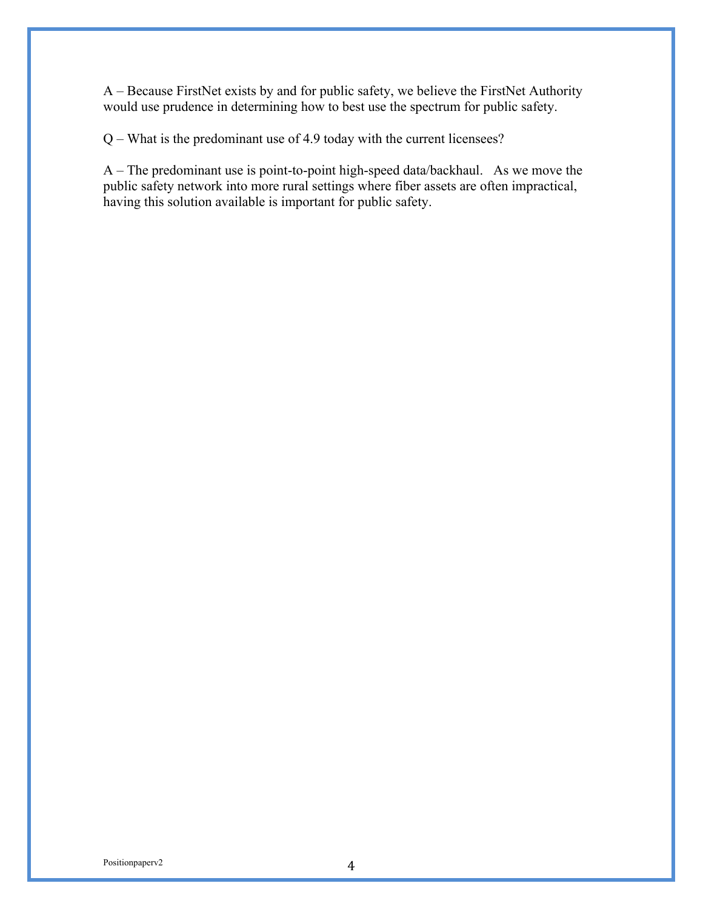A – Because FirstNet exists by and for public safety, we believe the FirstNet Authority would use prudence in determining how to best use the spectrum for public safety.

Q – What is the predominant use of 4.9 today with the current licensees?

A – The predominant use is point-to-point high-speed data/backhaul. As we move the public safety network into more rural settings where fiber assets are often impractical, having this solution available is important for public safety.